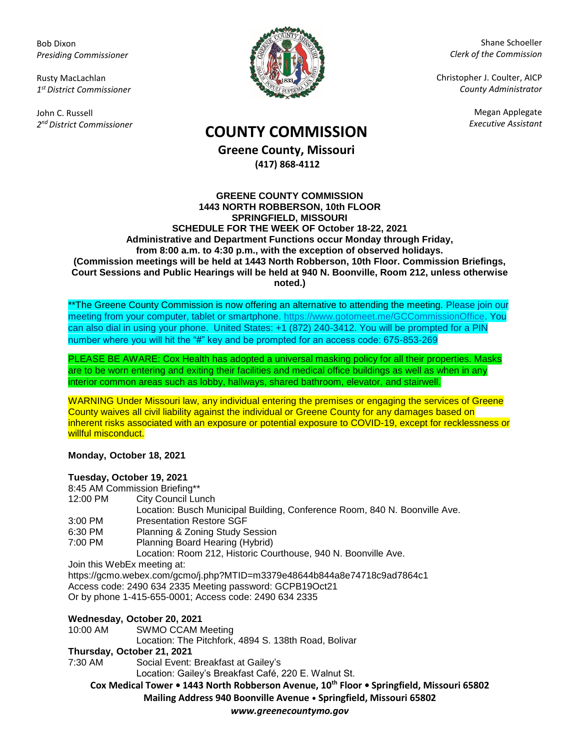Bob Dixon
*Presiding Commissioner*

Rusty MacLachlan
*1st District Commissioner*

John C. Russell
*2nd District Commissioner*

Shane Schoeller
*Clerk of the Commission*

Christopher J. Coulter, AICP
*County Administrator*

Megan Applegate
*Executive Assistant*

# COUNTY COMMISSION

**Greene County, Missouri**
**(417) 868-4112**

**GREENE COUNTY COMMISSION**
**1443 NORTH ROBBERSON, 10th FLOOR**
**SPRINGFIELD, MISSOURI**
**SCHEDULE FOR THE WEEK OF October 18-22, 2021**
**Administrative and Department Functions occur Monday through Friday, from 8:00 a.m. to 4:30 p.m., with the exception of observed holidays.**
**(Commission meetings will be held at 1443 North Robberson, 10th Floor. Commission Briefings, Court Sessions and Public Hearings will be held at 940 N. Boonville, Room 212, unless otherwise noted.)**

**The Greene County Commission is now offering an alternative to attending the meeting. Please join our meeting from your computer, tablet or smartphone. https://www.gotomeet.me/GCCommissionOffice. You can also dial in using your phone. United States: +1 (872) 240-3412. You will be prompted for a PIN number where you will hit the "#" key and be prompted for an access code: 675-853-269

PLEASE BE AWARE: Cox Health has adopted a universal masking policy for all their properties. Masks are to be worn entering and exiting their facilities and medical office buildings as well as when in any interior common areas such as lobby, hallways, shared bathroom, elevator, and stairwell.

WARNING Under Missouri law, any individual entering the premises or engaging the services of Greene County waives all civil liability against the individual or Greene County for any damages based on inherent risks associated with an exposure or potential exposure to COVID-19, except for recklessness or willful misconduct.

**Monday, October 18, 2021**

**Tuesday, October 19, 2021**
8:45 AM Commission Briefing**
12:00 PM City Council Lunch
Location: Busch Municipal Building, Conference Room, 840 N. Boonville Ave.
3:00 PM Presentation Restore SGF
6:30 PM Planning & Zoning Study Session
7:00 PM Planning Board Hearing (Hybrid)
Location: Room 212, Historic Courthouse, 940 N. Boonville Ave.
Join this WebEx meeting at:
https://gcmo.webex.com/gcmo/j.php?MTID=m3379e48644b844a8e74718c9ad7864c1
Access code: 2490 634 2335 Meeting password: GCPB19Oct21
Or by phone 1-415-655-0001; Access code: 2490 634 2335

**Wednesday, October 20, 2021**
10:00 AM SWMO CCAM Meeting
Location: The Pitchfork, 4894 S. 138th Road, Bolivar

**Thursday, October 21, 2021**
7:30 AM Social Event: Breakfast at Gailey's
Location: Gailey's Breakfast Café, 220 E. Walnut St.

**Cox Medical Tower • 1443 North Robberson Avenue, 10th Floor • Springfield, Missouri 65802**
**Mailing Address 940 Boonville Avenue • Springfield, Missouri 65802**
***www.greenecountymo.gov***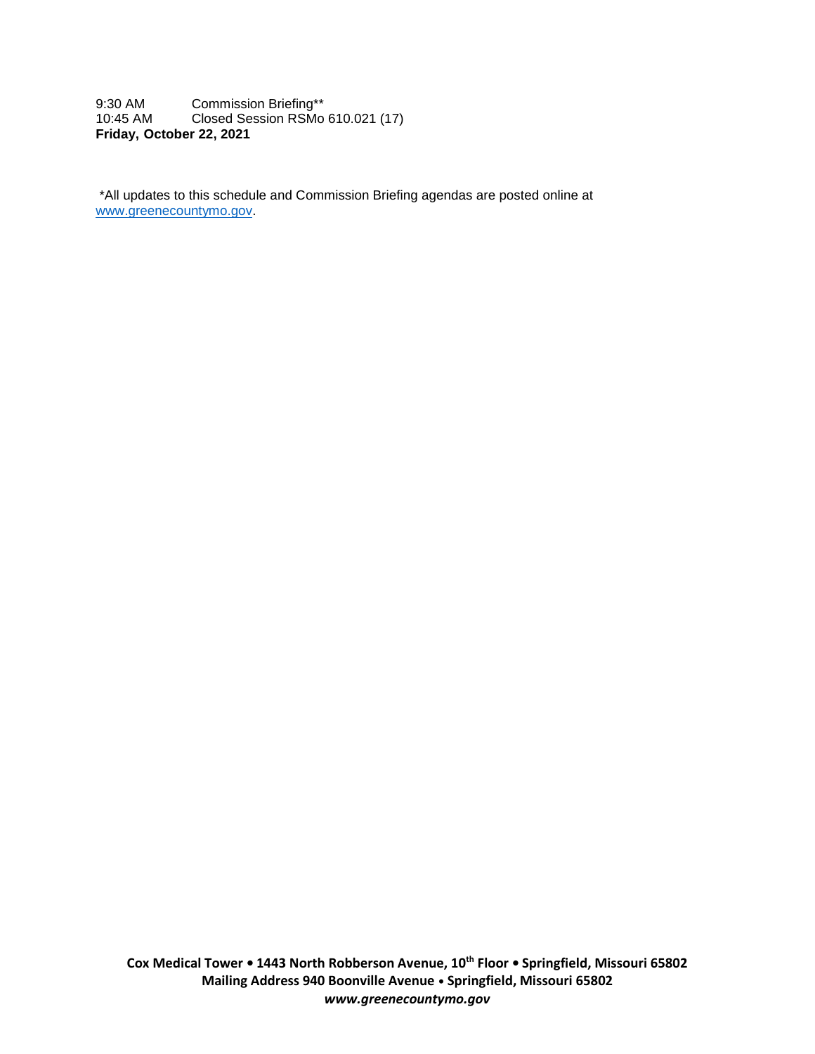9:30 AM Commission Briefing**
10:45 AM Closed Session RSMo 610.021 (17)
**Friday, October 22, 2021**

*All updates to this schedule and Commission Briefing agendas are posted online at www.greenecountymo.gov.

**Cox Medical Tower • 1443 North Robberson Avenue, 10th Floor • Springfield, Missouri 65802**
**Mailing Address 940 Boonville Avenue • Springfield, Missouri 65802**
***www.greenecountymo.gov***